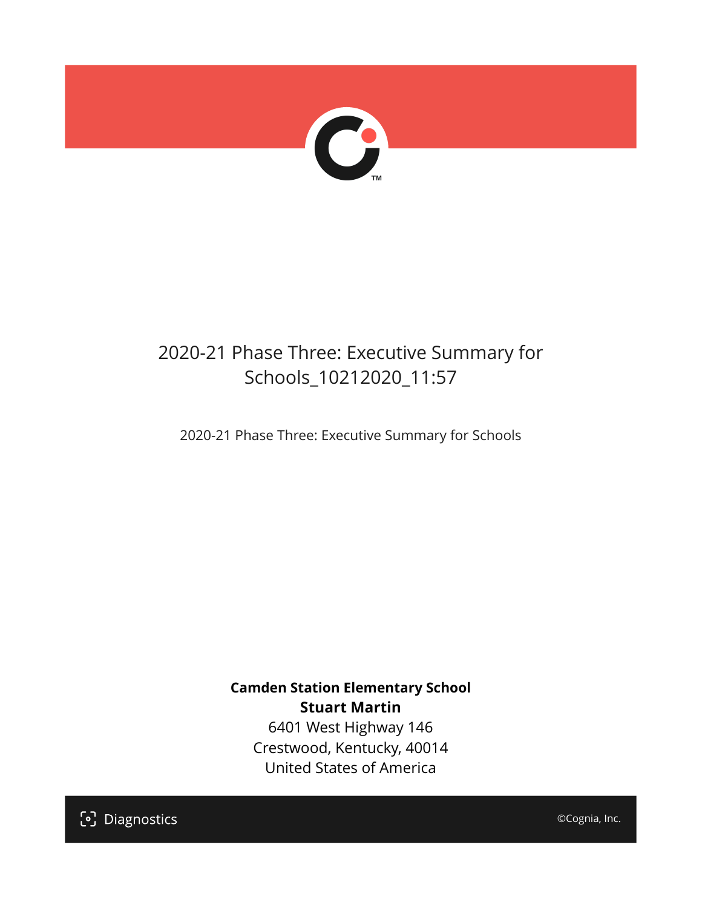# 2020-21 Phase Three: Executive Summary for Schools_10212020_11:57

2020-21 Phase Three: Executive Summary for Schools

**Camden Station Elementary School**
**Stuart Martin**
6401 West Highway 146
Crestwood, Kentucky, 40014
United States of America

Diagnostics

©Cognia, Inc.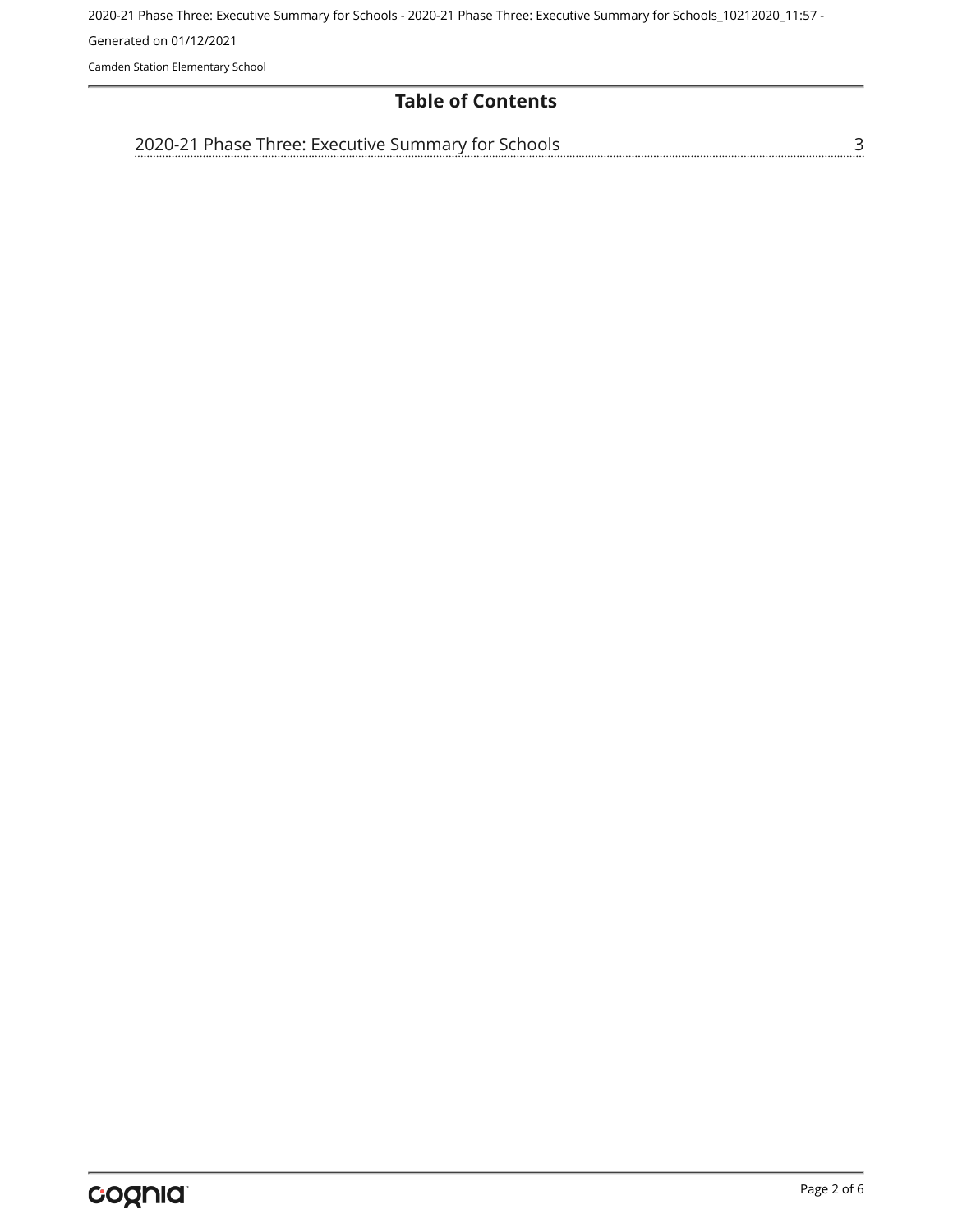# Table of Contents

2020-21 Phase Three: Executive Summary for Schools ........ 3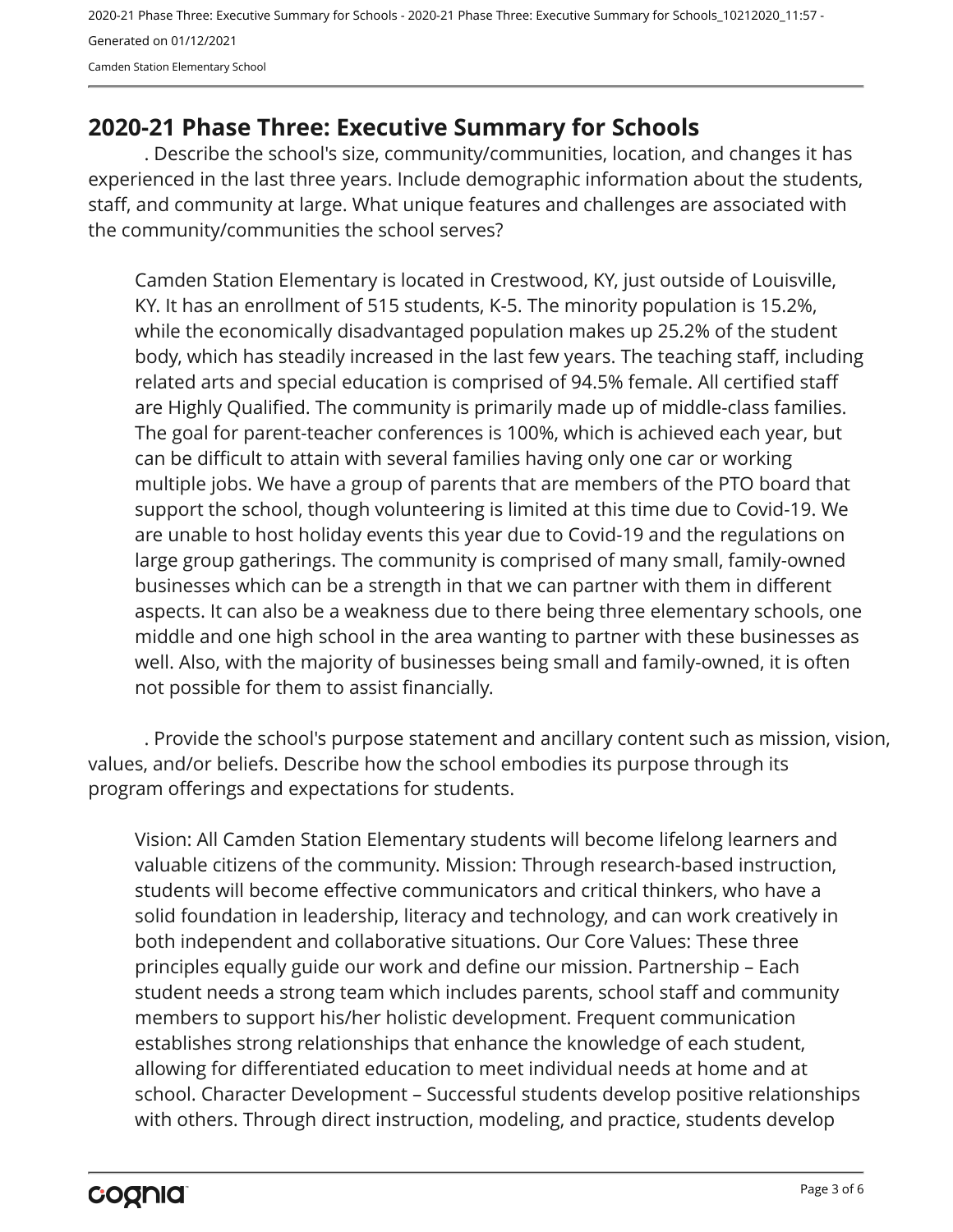# 2020-21 Phase Three: Executive Summary for Schools

. Describe the school's size, community/communities, location, and changes it has experienced in the last three years. Include demographic information about the students, staff, and community at large. What unique features and challenges are associated with the community/communities the school serves?

Camden Station Elementary is located in Crestwood, KY, just outside of Louisville, KY. It has an enrollment of 515 students, K-5. The minority population is 15.2%, while the economically disadvantaged population makes up 25.2% of the student body, which has steadily increased in the last few years. The teaching staff, including related arts and special education is comprised of 94.5% female. All certified staff are Highly Qualified. The community is primarily made up of middle-class families. The goal for parent-teacher conferences is 100%, which is achieved each year, but can be difficult to attain with several families having only one car or working multiple jobs. We have a group of parents that are members of the PTO board that support the school, though volunteering is limited at this time due to Covid-19. We are unable to host holiday events this year due to Covid-19 and the regulations on large group gatherings. The community is comprised of many small, family-owned businesses which can be a strength in that we can partner with them in different aspects. It can also be a weakness due to there being three elementary schools, one middle and one high school in the area wanting to partner with these businesses as well. Also, with the majority of businesses being small and family-owned, it is often not possible for them to assist financially.

. Provide the school's purpose statement and ancillary content such as mission, vision, values, and/or beliefs. Describe how the school embodies its purpose through its program offerings and expectations for students.

Vision: All Camden Station Elementary students will become lifelong learners and valuable citizens of the community. Mission: Through research-based instruction, students will become effective communicators and critical thinkers, who have a solid foundation in leadership, literacy and technology, and can work creatively in both independent and collaborative situations. Our Core Values: These three principles equally guide our work and define our mission. Partnership – Each student needs a strong team which includes parents, school staff and community members to support his/her holistic development. Frequent communication establishes strong relationships that enhance the knowledge of each student, allowing for differentiated education to meet individual needs at home and at school. Character Development – Successful students develop positive relationships with others. Through direct instruction, modeling, and practice, students develop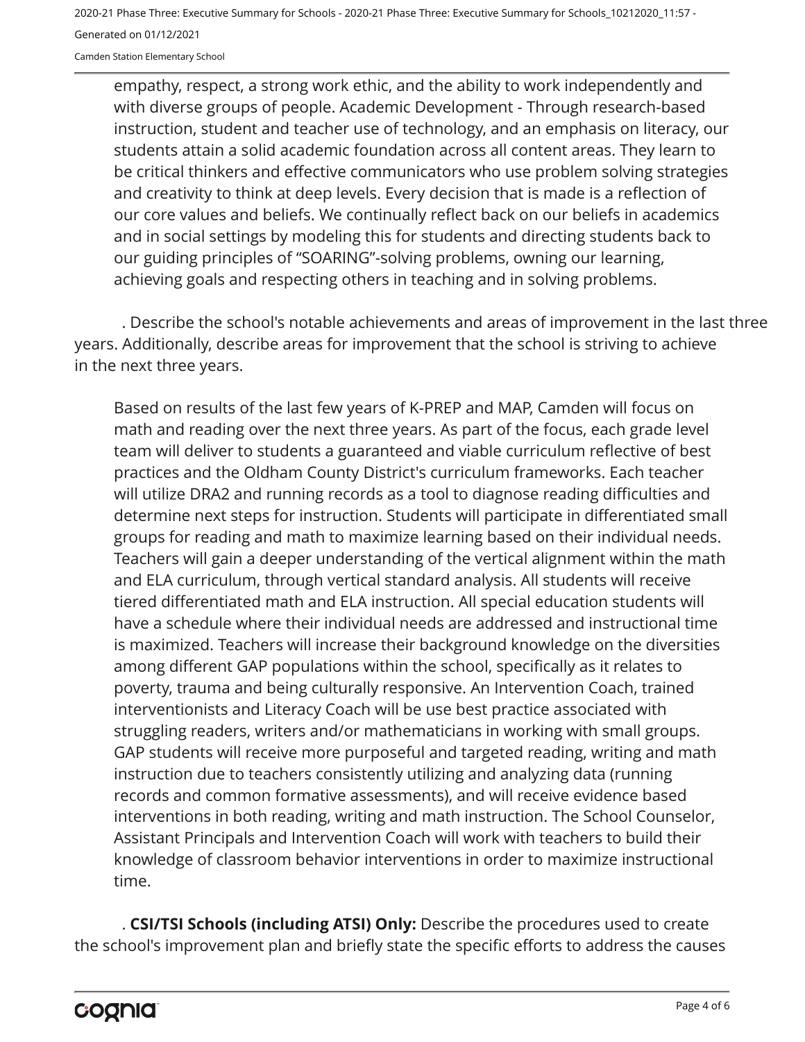empathy, respect, a strong work ethic, and the ability to work independently and with diverse groups of people. Academic Development - Through research-based instruction, student and teacher use of technology, and an emphasis on literacy, our students attain a solid academic foundation across all content areas. They learn to be critical thinkers and effective communicators who use problem solving strategies and creativity to think at deep levels. Every decision that is made is a reflection of our core values and beliefs. We continually reflect back on our beliefs in academics and in social settings by modeling this for students and directing students back to our guiding principles of "SOARING"-solving problems, owning our learning, achieving goals and respecting others in teaching and in solving problems.

. Describe the school's notable achievements and areas of improvement in the last three years. Additionally, describe areas for improvement that the school is striving to achieve in the next three years.

Based on results of the last few years of K-PREP and MAP, Camden will focus on math and reading over the next three years. As part of the focus, each grade level team will deliver to students a guaranteed and viable curriculum reflective of best practices and the Oldham County District's curriculum frameworks. Each teacher will utilize DRA2 and running records as a tool to diagnose reading difficulties and determine next steps for instruction. Students will participate in differentiated small groups for reading and math to maximize learning based on their individual needs. Teachers will gain a deeper understanding of the vertical alignment within the math and ELA curriculum, through vertical standard analysis. All students will receive tiered differentiated math and ELA instruction. All special education students will have a schedule where their individual needs are addressed and instructional time is maximized. Teachers will increase their background knowledge on the diversities among different GAP populations within the school, specifically as it relates to poverty, trauma and being culturally responsive. An Intervention Coach, trained interventionists and Literacy Coach will be use best practice associated with struggling readers, writers and/or mathematicians in working with small groups. GAP students will receive more purposeful and targeted reading, writing and math instruction due to teachers consistently utilizing and analyzing data (running records and common formative assessments), and will receive evidence based interventions in both reading, writing and math instruction. The School Counselor, Assistant Principals and Intervention Coach will work with teachers to build their knowledge of classroom behavior interventions in order to maximize instructional time.

. **CSI/TSI Schools (including ATSI) Only:** Describe the procedures used to create the school's improvement plan and briefly state the specific efforts to address the causes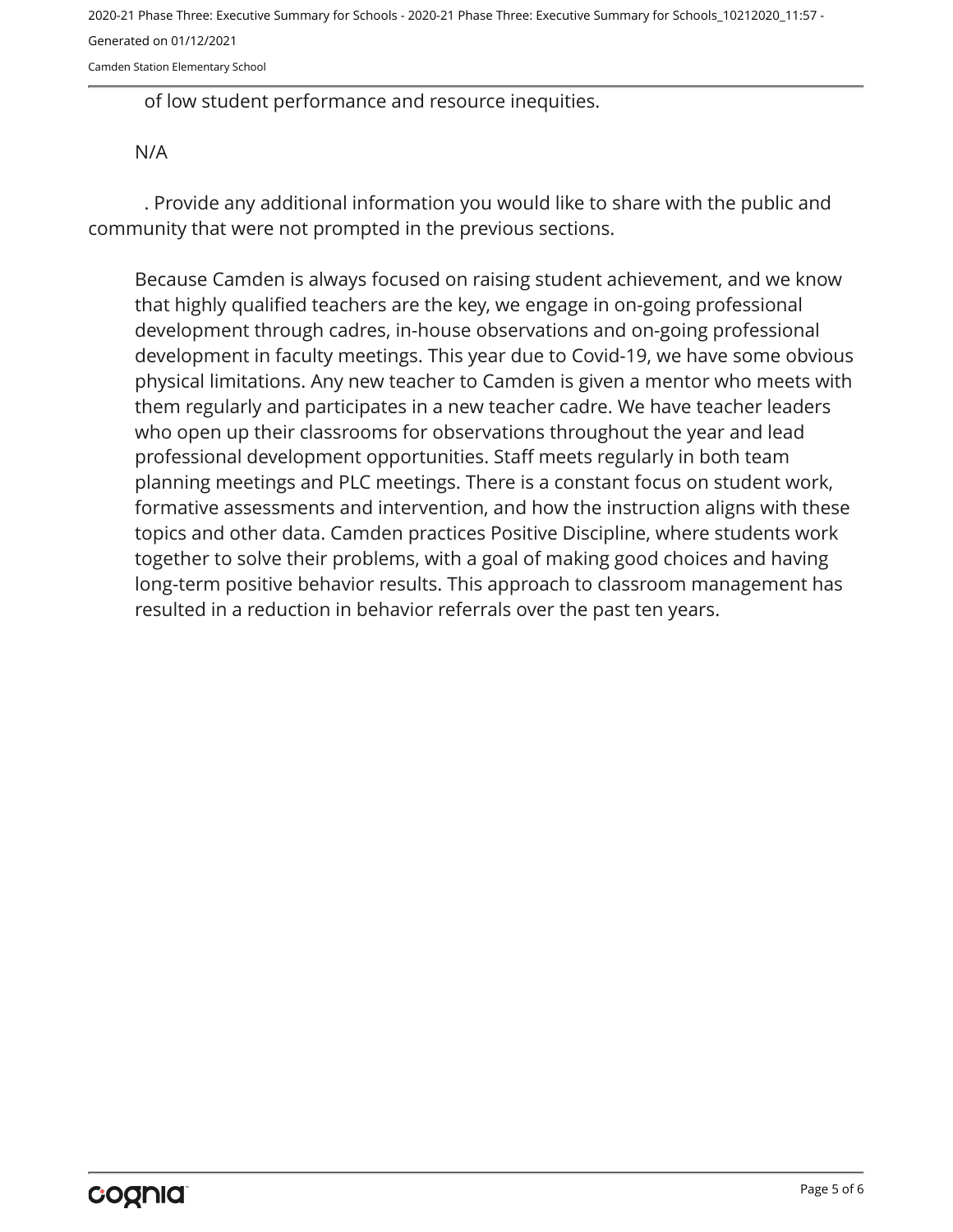of low student performance and resource inequities.

N/A

. Provide any additional information you would like to share with the public and community that were not prompted in the previous sections.

Because Camden is always focused on raising student achievement, and we know that highly qualified teachers are the key, we engage in on-going professional development through cadres, in-house observations and on-going professional development in faculty meetings. This year due to Covid-19, we have some obvious physical limitations. Any new teacher to Camden is given a mentor who meets with them regularly and participates in a new teacher cadre. We have teacher leaders who open up their classrooms for observations throughout the year and lead professional development opportunities. Staff meets regularly in both team planning meetings and PLC meetings. There is a constant focus on student work, formative assessments and intervention, and how the instruction aligns with these topics and other data. Camden practices Positive Discipline, where students work together to solve their problems, with a goal of making good choices and having long-term positive behavior results. This approach to classroom management has resulted in a reduction in behavior referrals over the past ten years.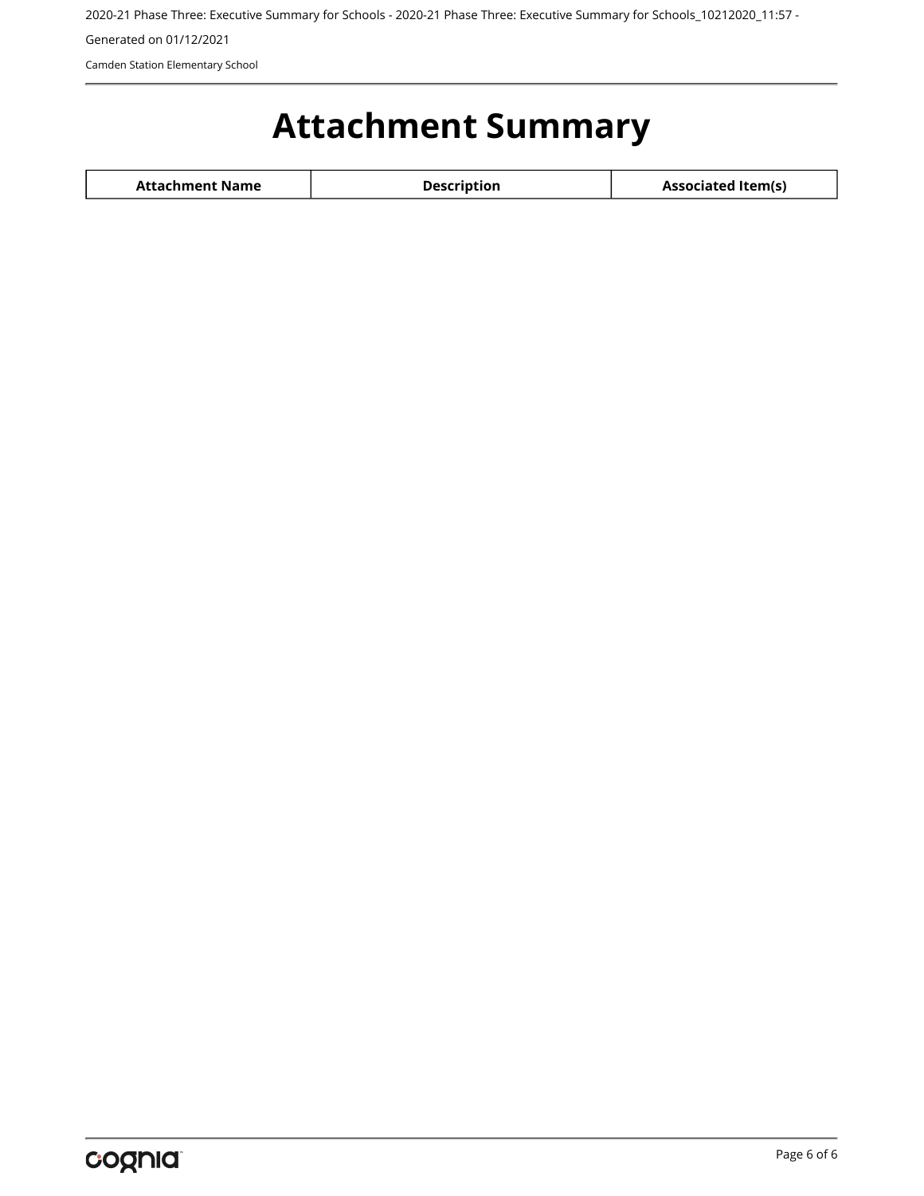# Attachment Summary

| Attachment Name | Description | Associated Item(s) |
| --- | --- | --- |